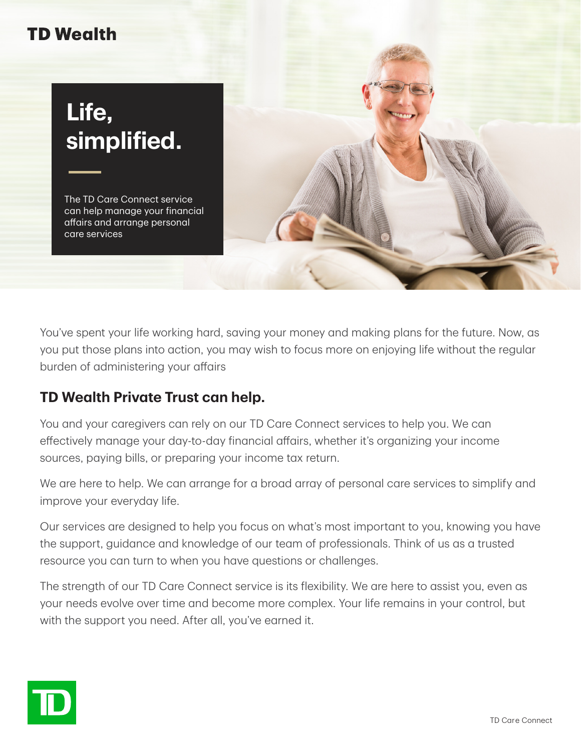TD Wealth

# Life, simplified.

The TD Care Connect service can help manage your financial affairs and arrange personal care services

You've spent your life working hard, saving your money and making plans for the future. Now, as you put those plans into action, you may wish to focus more on enjoying life without the regular burden of administering your affairs

## TD Wealth Private Trust can help.

You and your caregivers can rely on our TD Care Connect services to help you. We can effectively manage your day-to-day financial affairs, whether it's organizing your income sources, paying bills, or preparing your income tax return.

We are here to help. We can arrange for a broad array of personal care services to simplify and improve your everyday life.

Our services are designed to help you focus on what's most important to you, knowing you have the support, guidance and knowledge of our team of professionals. Think of us as a trusted resource you can turn to when you have questions or challenges.

The strength of our TD Care Connect service is its flexibility. We are here to assist you, even as your needs evolve over time and become more complex. Your life remains in your control, but with the support you need. After all, you've earned it.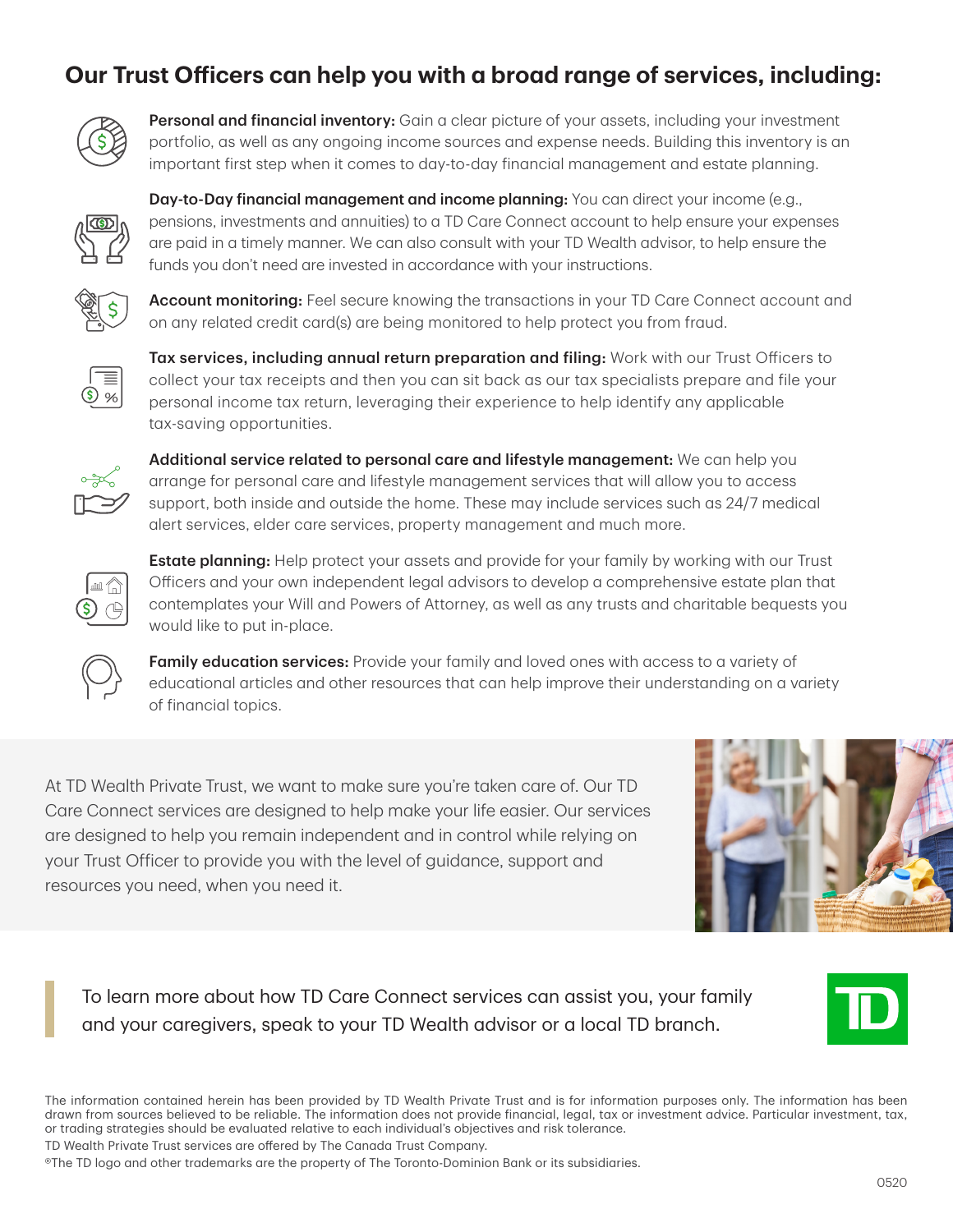## Our Trust Officers can help you with a broad range of services, including:

**Personal and financial inventory:** Gain a clear picture of your assets, including your investment portfolio, as well as any ongoing income sources and expense needs. Building this inventory is an important first step when it comes to day-to-day financial management and estate planning.

**Day-to-Day financial management and income planning:** You can direct your income (e.g., pensions, investments and annuities) to a TD Care Connect account to help ensure your expenses are paid in a timely manner. We can also consult with your TD Wealth advisor, to help ensure the funds you don't need are invested in accordance with your instructions.

**Account monitoring:** Feel secure knowing the transactions in your TD Care Connect account and on any related credit card(s) are being monitored to help protect you from fraud.

**Tax services, including annual return preparation and filing:** Work with our Trust Officers to collect your tax receipts and then you can sit back as our tax specialists prepare and file your personal income tax return, leveraging their experience to help identify any applicable tax-saving opportunities.

**Additional service related to personal care and lifestyle management:** We can help you arrange for personal care and lifestyle management services that will allow you to access support, both inside and outside the home. These may include services such as 24/7 medical alert services, elder care services, property management and much more.

**Estate planning:** Help protect your assets and provide for your family by working with our Trust Officers and your own independent legal advisors to develop a comprehensive estate plan that contemplates your Will and Powers of Attorney, as well as any trusts and charitable bequests you would like to put in-place.

**Family education services:** Provide your family and loved ones with access to a variety of educational articles and other resources that can help improve their understanding on a variety of financial topics.

At TD Wealth Private Trust, we want to make sure you're taken care of. Our TD Care Connect services are designed to help make your life easier. Our services are designed to help you remain independent and in control while relying on your Trust Officer to provide you with the level of guidance, support and resources you need, when you need it.

To learn more about how TD Care Connect services can assist you, your family and your caregivers, speak to your TD Wealth advisor or a local TD branch.

The information contained herein has been provided by TD Wealth Private Trust and is for information purposes only. The information has been drawn from sources believed to be reliable. The information does not provide financial, legal, tax or investment advice. Particular investment, tax, or trading strategies should be evaluated relative to each individual's objectives and risk tolerance.

TD Wealth Private Trust services are offered by The Canada Trust Company.

®The TD logo and other trademarks are the property of The Toronto-Dominion Bank or its subsidiaries.

0520